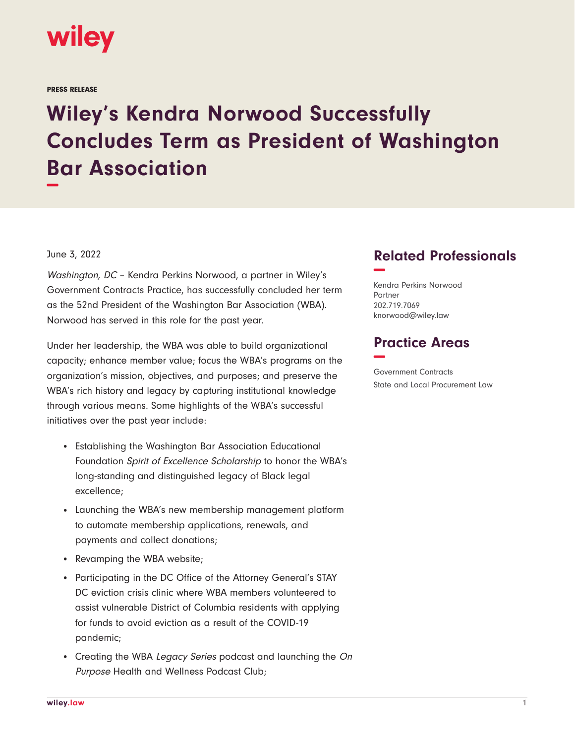PRESS RELEASE

# Wiley's Kendra Norwood Successfully Concludes Term as President of Washington Bar Association

June 3, 2022

*Washington, DC* – Kendra Perkins Norwood, a partner in Wiley's Government Contracts Practice, has successfully concluded her term as the 52nd President of the Washington Bar Association (WBA). Norwood has served in this role for the past year.

Under her leadership, the WBA was able to build organizational capacity; enhance member value; focus the WBA's programs on the organization's mission, objectives, and purposes; and preserve the WBA's rich history and legacy by capturing institutional knowledge through various means. Some highlights of the WBA's successful initiatives over the past year include:

- Establishing the Washington Bar Association Educational Foundation *Spirit of Excellence Scholarship* to honor the WBA's long-standing and distinguished legacy of Black legal excellence;
- Launching the WBA's new membership management platform to automate membership applications, renewals, and payments and collect donations;
- Revamping the WBA website;
- Participating in the DC Office of the Attorney General's STAY DC eviction crisis clinic where WBA members volunteered to assist vulnerable District of Columbia residents with applying for funds to avoid eviction as a result of the COVID-19 pandemic;
- Creating the WBA *Legacy Series* podcast and launching the *On Purpose* Health and Wellness Podcast Club;

## Related Professionals

Kendra Perkins Norwood
Partner
202.719.7069
knorwood@wiley.law

## Practice Areas

Government Contracts
State and Local Procurement Law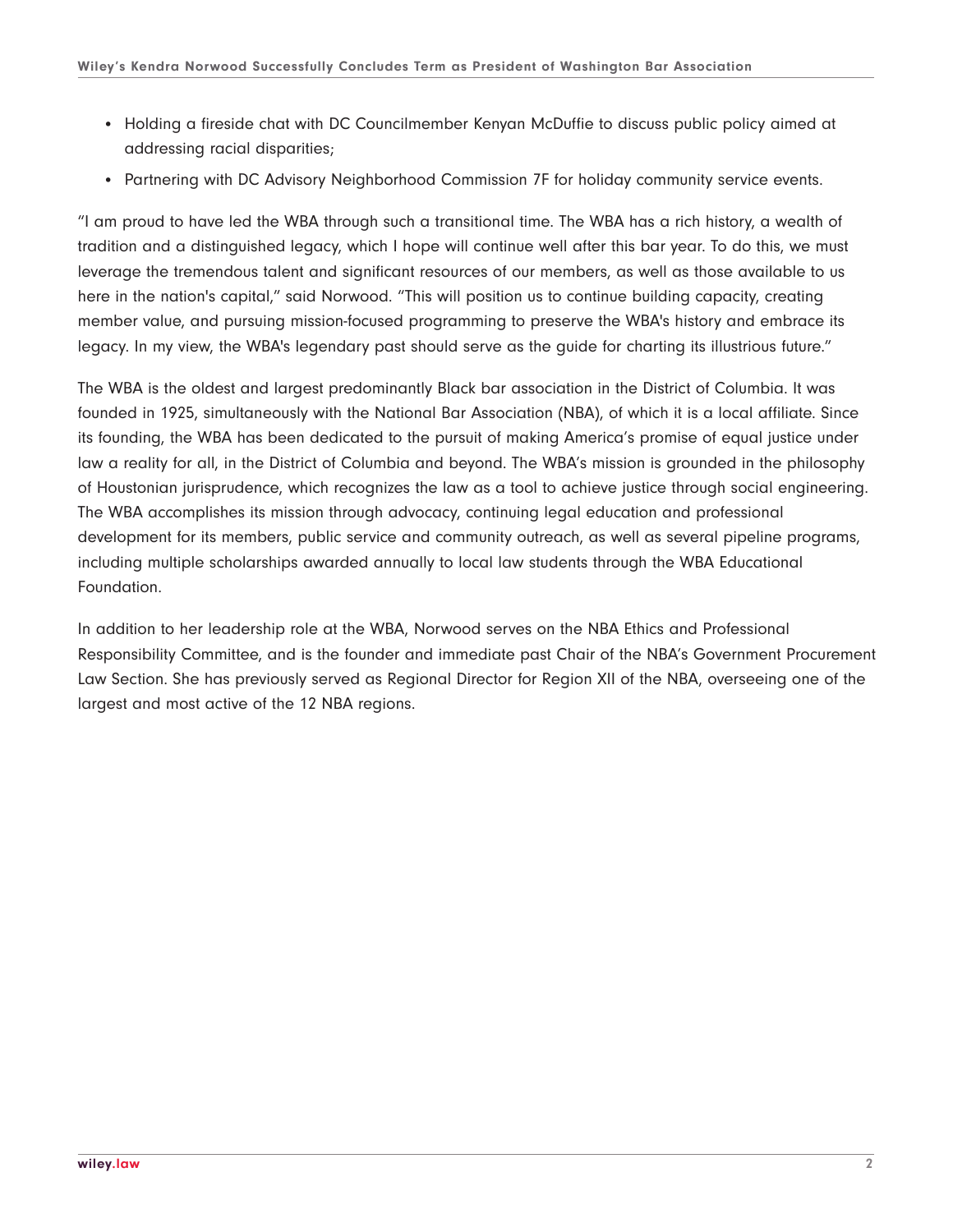- Holding a fireside chat with DC Councilmember Kenyan McDuffie to discuss public policy aimed at addressing racial disparities;
- Partnering with DC Advisory Neighborhood Commission 7F for holiday community service events.

"I am proud to have led the WBA through such a transitional time. The WBA has a rich history, a wealth of tradition and a distinguished legacy, which I hope will continue well after this bar year. To do this, we must leverage the tremendous talent and significant resources of our members, as well as those available to us here in the nation's capital," said Norwood. "This will position us to continue building capacity, creating member value, and pursuing mission-focused programming to preserve the WBA's history and embrace its legacy. In my view, the WBA's legendary past should serve as the guide for charting its illustrious future."

The WBA is the oldest and largest predominantly Black bar association in the District of Columbia. It was founded in 1925, simultaneously with the National Bar Association (NBA), of which it is a local affiliate. Since its founding, the WBA has been dedicated to the pursuit of making America's promise of equal justice under law a reality for all, in the District of Columbia and beyond. The WBA's mission is grounded in the philosophy of Houstonian jurisprudence, which recognizes the law as a tool to achieve justice through social engineering. The WBA accomplishes its mission through advocacy, continuing legal education and professional development for its members, public service and community outreach, as well as several pipeline programs, including multiple scholarships awarded annually to local law students through the WBA Educational Foundation.

In addition to her leadership role at the WBA, Norwood serves on the NBA Ethics and Professional Responsibility Committee, and is the founder and immediate past Chair of the NBA's Government Procurement Law Section. She has previously served as Regional Director for Region XII of the NBA, overseeing one of the largest and most active of the 12 NBA regions.